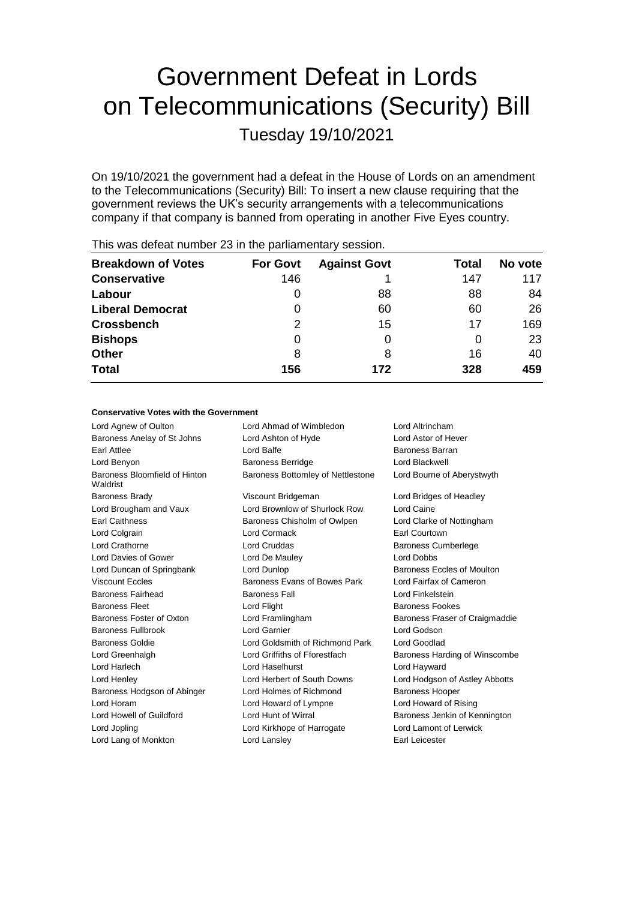# Government Defeat in Lords on Telecommunications (Security) Bill

## Tuesday 19/10/2021

On 19/10/2021 the government had a defeat in the House of Lords on an amendment to the Telecommunications (Security) Bill: To insert a new clause requiring that the government reviews the UK's security arrangements with a telecommunications company if that company is banned from operating in another Five Eyes country.

This was defeat number 23 in the parliamentary session.

| Breakdown of Votes | For Govt | Against Govt | Total | No vote |
|---|---|---|---|---|
| **Conservative** | 146 | 1 | 147 | 117 |
| **Labour** | 0 | 88 | 88 | 84 |
| **Liberal Democrat** | 0 | 60 | 60 | 26 |
| **Crossbench** | 2 | 15 | 17 | 169 |
| **Bishops** | 0 | 0 | 0 | 23 |
| **Other** | 8 | 8 | 16 | 40 |
| **Total** | **156** | **172** | **328** | **459** |

#### Conservative Votes with the Government

| | | |
|---|---|---|
| Lord Agnew of Oulton | Lord Ahmad of Wimbledon | Lord Altrincham |
| Baroness Anelay of St Johns | Lord Ashton of Hyde | Lord Astor of Hever |
| Earl Attlee | Lord Balfe | Baroness Barran |
| Lord Benyon | Baroness Berridge | Lord Blackwell |
| Baroness Bloomfield of Hinton Waldrist | Baroness Bottomley of Nettlestone | Lord Bourne of Aberystwyth |
| Baroness Brady | Viscount Bridgeman | Lord Bridges of Headley |
| Lord Brougham and Vaux | Lord Brownlow of Shurlock Row | Lord Caine |
| Earl Caithness | Baroness Chisholm of Owlpen | Lord Clarke of Nottingham |
| Lord Colgrain | Lord Cormack | Earl Courtown |
| Lord Crathorne | Lord Cruddas | Baroness Cumberlege |
| Lord Davies of Gower | Lord De Mauley | Lord Dobbs |
| Lord Duncan of Springbank | Lord Dunlop | Baroness Eccles of Moulton |
| Viscount Eccles | Baroness Evans of Bowes Park | Lord Fairfax of Cameron |
| Baroness Fairhead | Baroness Fall | Lord Finkelstein |
| Baroness Fleet | Lord Flight | Baroness Fookes |
| Baroness Foster of Oxton | Lord Framlingham | Baroness Fraser of Craigmaddie |
| Baroness Fullbrook | Lord Garnier | Lord Godson |
| Baroness Goldie | Lord Goldsmith of Richmond Park | Lord Goodlad |
| Lord Greenhalgh | Lord Griffiths of Fforestfach | Baroness Harding of Winscombe |
| Lord Harlech | Lord Haselhurst | Lord Hayward |
| Lord Henley | Lord Herbert of South Downs | Lord Hodgson of Astley Abbotts |
| Baroness Hodgson of Abinger | Lord Holmes of Richmond | Baroness Hooper |
| Lord Horam | Lord Howard of Lympne | Lord Howard of Rising |
| Lord Howell of Guildford | Lord Hunt of Wirral | Baroness Jenkin of Kennington |
| Lord Jopling | Lord Kirkhope of Harrogate | Lord Lamont of Lerwick |
| Lord Lang of Monkton | Lord Lansley | Earl Leicester |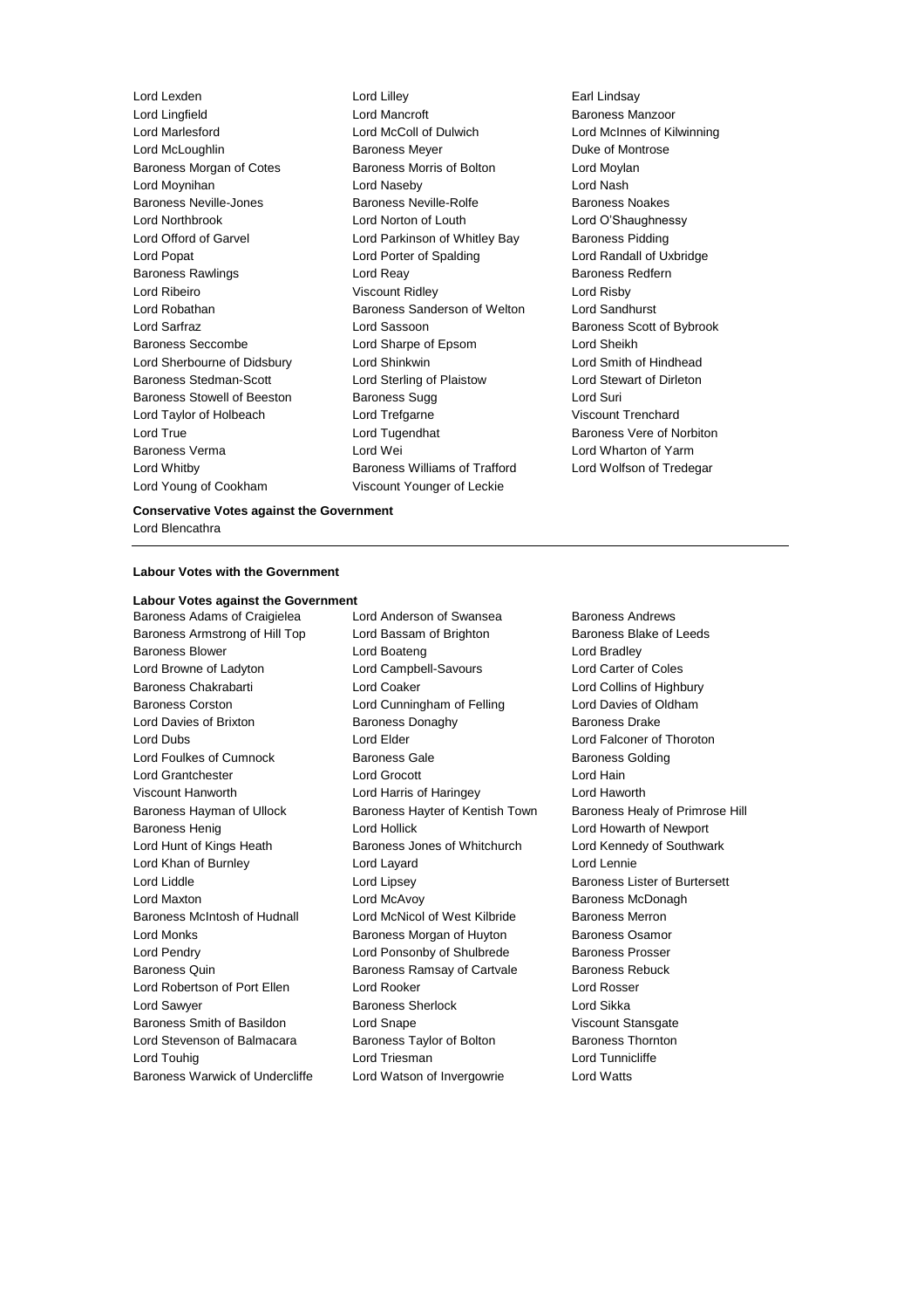Lord Lexden
Lord Lilley
Earl Lindsay
Lord Lingfield
Lord Mancroft
Baroness Manzoor
Lord Marlesford
Lord McColl of Dulwich
Lord McInnes of Kilwinning
Lord McLoughlin
Baroness Meyer
Duke of Montrose
Baroness Morgan of Cotes
Baroness Morris of Bolton
Lord Moylan
Lord Moynihan
Lord Naseby
Lord Nash
Baroness Neville-Jones
Baroness Neville-Rolfe
Baroness Noakes
Lord Northbrook
Lord Norton of Louth
Lord O'Shaughnessy
Lord Offord of Garvel
Lord Parkinson of Whitley Bay
Baroness Pidding
Lord Popat
Lord Porter of Spalding
Lord Randall of Uxbridge
Baroness Rawlings
Lord Reay
Baroness Redfern
Lord Ribeiro
Viscount Ridley
Lord Risby
Lord Robathan
Baroness Sanderson of Welton
Lord Sandhurst
Lord Sarfraz
Lord Sassoon
Baroness Scott of Bybrook
Baroness Seccombe
Lord Sharpe of Epsom
Lord Sheikh
Lord Sherbourne of Didsbury
Lord Shinkwin
Lord Smith of Hindhead
Baroness Stedman-Scott
Lord Sterling of Plaistow
Lord Stewart of Dirleton
Baroness Stowell of Beeston
Baroness Sugg
Lord Suri
Lord Taylor of Holbeach
Lord Trefgarne
Viscount Trenchard
Lord True
Lord Tugendhat
Baroness Vere of Norbiton
Baroness Verma
Lord Wei
Lord Wharton of Yarm
Lord Whitby
Baroness Williams of Trafford
Lord Wolfson of Tredegar
Lord Young of Cookham
Viscount Younger of Leckie

**Conservative Votes against the Government**

Lord Blencathra

---

**Labour Votes with the Government**

**Labour Votes against the Government**

Baroness Adams of Craigielea
Lord Anderson of Swansea
Baroness Andrews
Baroness Armstrong of Hill Top
Lord Bassam of Brighton
Baroness Blake of Leeds
Baroness Blower
Lord Boateng
Lord Bradley
Lord Browne of Ladyton
Lord Campbell-Savours
Lord Carter of Coles
Baroness Chakrabarti
Lord Coaker
Lord Collins of Highbury
Baroness Corston
Lord Cunningham of Felling
Lord Davies of Oldham
Lord Davies of Brixton
Baroness Donaghy
Baroness Drake
Lord Dubs
Lord Elder
Lord Falconer of Thoroton
Lord Foulkes of Cumnock
Baroness Gale
Baroness Golding
Lord Grantchester
Lord Grocott
Lord Hain
Viscount Hanworth
Lord Harris of Haringey
Lord Haworth
Baroness Hayman of Ullock
Baroness Hayter of Kentish Town
Baroness Healy of Primrose Hill
Baroness Henig
Lord Hollick
Lord Howarth of Newport
Lord Hunt of Kings Heath
Baroness Jones of Whitchurch
Lord Kennedy of Southwark
Lord Khan of Burnley
Lord Layard
Lord Lennie
Lord Liddle
Lord Lipsey
Baroness Lister of Burtersett
Lord Maxton
Lord McAvoy
Baroness McDonagh
Baroness McIntosh of Hudnall
Lord McNicol of West Kilbride
Baroness Merron
Lord Monks
Baroness Morgan of Huyton
Baroness Osamor
Lord Pendry
Lord Ponsonby of Shulbrede
Baroness Prosser
Baroness Quin
Baroness Ramsay of Cartvale
Baroness Rebuck
Lord Robertson of Port Ellen
Lord Rooker
Lord Rosser
Lord Sawyer
Baroness Sherlock
Lord Sikka
Baroness Smith of Basildon
Lord Snape
Viscount Stansgate
Lord Stevenson of Balmacara
Baroness Taylor of Bolton
Baroness Thornton
Lord Touhig
Lord Triesman
Lord Tunnicliffe
Baroness Warwick of Undercliffe
Lord Watson of Invergowrie
Lord Watts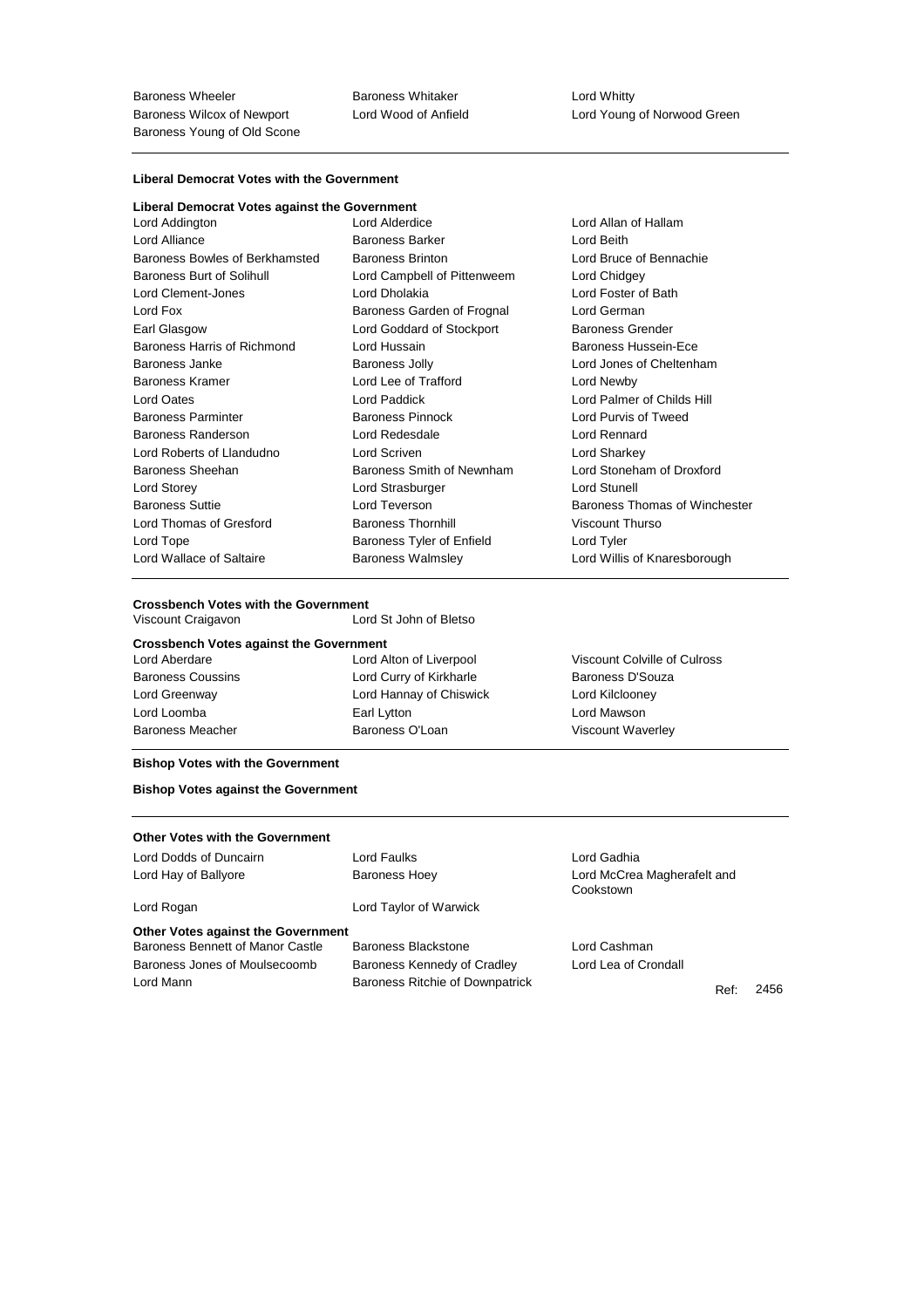Baroness Wheeler
Baroness Whitaker
Lord Whitty
Baroness Wilcox of Newport
Lord Wood of Anfield
Lord Young of Norwood Green
Baroness Young of Old Scone

**Liberal Democrat Votes with the Government**

**Liberal Democrat Votes against the Government**

Lord Addington
Lord Alderdice
Lord Allan of Hallam
Lord Alliance
Baroness Barker
Lord Beith
Baroness Bowles of Berkhamsted
Baroness Brinton
Lord Bruce of Bennachie
Baroness Burt of Solihull
Lord Campbell of Pittenweem
Lord Chidgey
Lord Clement-Jones
Lord Dholakia
Lord Foster of Bath
Lord Fox
Baroness Garden of Frognal
Lord German
Earl Glasgow
Lord Goddard of Stockport
Baroness Grender
Baroness Harris of Richmond
Lord Hussain
Baroness Hussein-Ece
Baroness Janke
Baroness Jolly
Lord Jones of Cheltenham
Baroness Kramer
Lord Lee of Trafford
Lord Newby
Lord Oates
Lord Paddick
Lord Palmer of Childs Hill
Baroness Parminter
Baroness Pinnock
Lord Purvis of Tweed
Baroness Randerson
Lord Redesdale
Lord Rennard
Lord Roberts of Llandudno
Lord Scriven
Lord Sharkey
Baroness Sheehan
Baroness Smith of Newnham
Lord Stoneham of Droxford
Lord Storey
Lord Strasburger
Lord Stunell
Baroness Suttie
Lord Teverson
Baroness Thomas of Winchester
Lord Thomas of Gresford
Baroness Thornhill
Viscount Thurso
Lord Tope
Baroness Tyler of Enfield
Lord Tyler
Lord Wallace of Saltaire
Baroness Walmsley
Lord Willis of Knaresborough

**Crossbench Votes with the Government**

Viscount Craigavon
Lord St John of Bletso

**Crossbench Votes against the Government**

Lord Aberdare
Lord Alton of Liverpool
Viscount Colville of Culross
Baroness Coussins
Lord Curry of Kirkharle
Baroness D'Souza
Lord Greenway
Lord Hannay of Chiswick
Lord Kilclooney
Lord Loomba
Earl Lytton
Lord Mawson
Baroness Meacher
Baroness O'Loan
Viscount Waverley

**Bishop Votes with the Government**

**Bishop Votes against the Government**

**Other Votes with the Government**

Lord Dodds of Duncairn
Lord Faulks
Lord Gadhia
Lord Hay of Ballyore
Baroness Hoey
Lord McCrea Magherafelt and Cookstown
Lord Rogan
Lord Taylor of Warwick

**Other Votes against the Government**

Baroness Bennett of Manor Castle
Baroness Blackstone
Lord Cashman
Baroness Jones of Moulsecoomb
Baroness Kennedy of Cradley
Lord Lea of Crondall
Lord Mann
Baroness Ritchie of Downpatrick

Ref: 2456